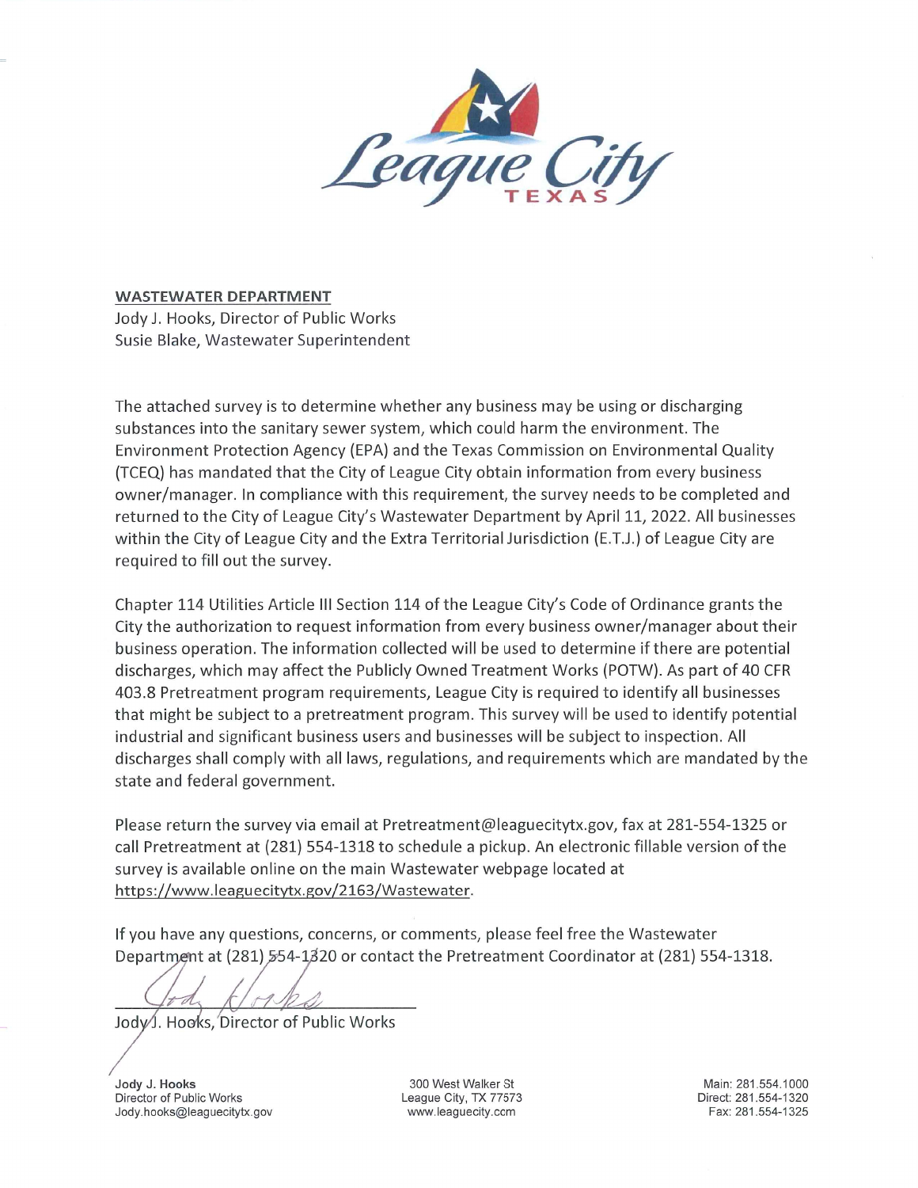League City TEXAS

**WASTEWATER DEPARTMENT**
Jody J. Hooks, Director of Public Works
Susie Blake, Wastewater Superintendent

The attached survey is to determine whether any business may be using or discharging substances into the sanitary sewer system, which could harm the environment. The Environment Protection Agency (EPA) and the Texas Commission on Environmental Quality (TCEQ) has mandated that the City of League City obtain information from every business owner/manager. In compliance with this requirement, the survey needs to be completed and returned to the City of League City's Wastewater Department by April 11, 2022. All businesses within the City of League City and the Extra Territorial Jurisdiction (E.T.J.) of League City are required to fill out the survey.

Chapter 114 Utilities Article III Section 114 of the League City's Code of Ordinance grants the City the authorization to request information from every business owner/manager about their business operation. The information collected will be used to determine if there are potential discharges, which may affect the Publicly Owned Treatment Works (POTW). As part of 40 CFR 403.8 Pretreatment program requirements, League City is required to identify all businesses that might be subject to a pretreatment program. This survey will be used to identify potential industrial and significant business users and businesses will be subject to inspection. All discharges shall comply with all laws, regulations, and requirements which are mandated by the state and federal government.

Please return the survey via email at Pretreatment@leaguecitytx.gov, fax at 281-554-1325 or call Pretreatment at (281) 554-1318 to schedule a pickup. An electronic fillable version of the survey is available online on the main Wastewater webpage located at https://www.leaguecitytx.gov/2163/Wastewater.

If you have any questions, concerns, or comments, please feel free the Wastewater Department at (281) 554-1320 or contact the Pretreatment Coordinator at (281) 554-1318.

Jody J. Hooks, Director of Public Works

**Jody J. Hooks**
Director of Public Works
Jody.hooks@leaguecitytx.gov

300 West Walker St
League City, TX 77573
www.leaguecity.com

Main: 281.554.1000
Direct: 281.554-1320
Fax: 281.554-1325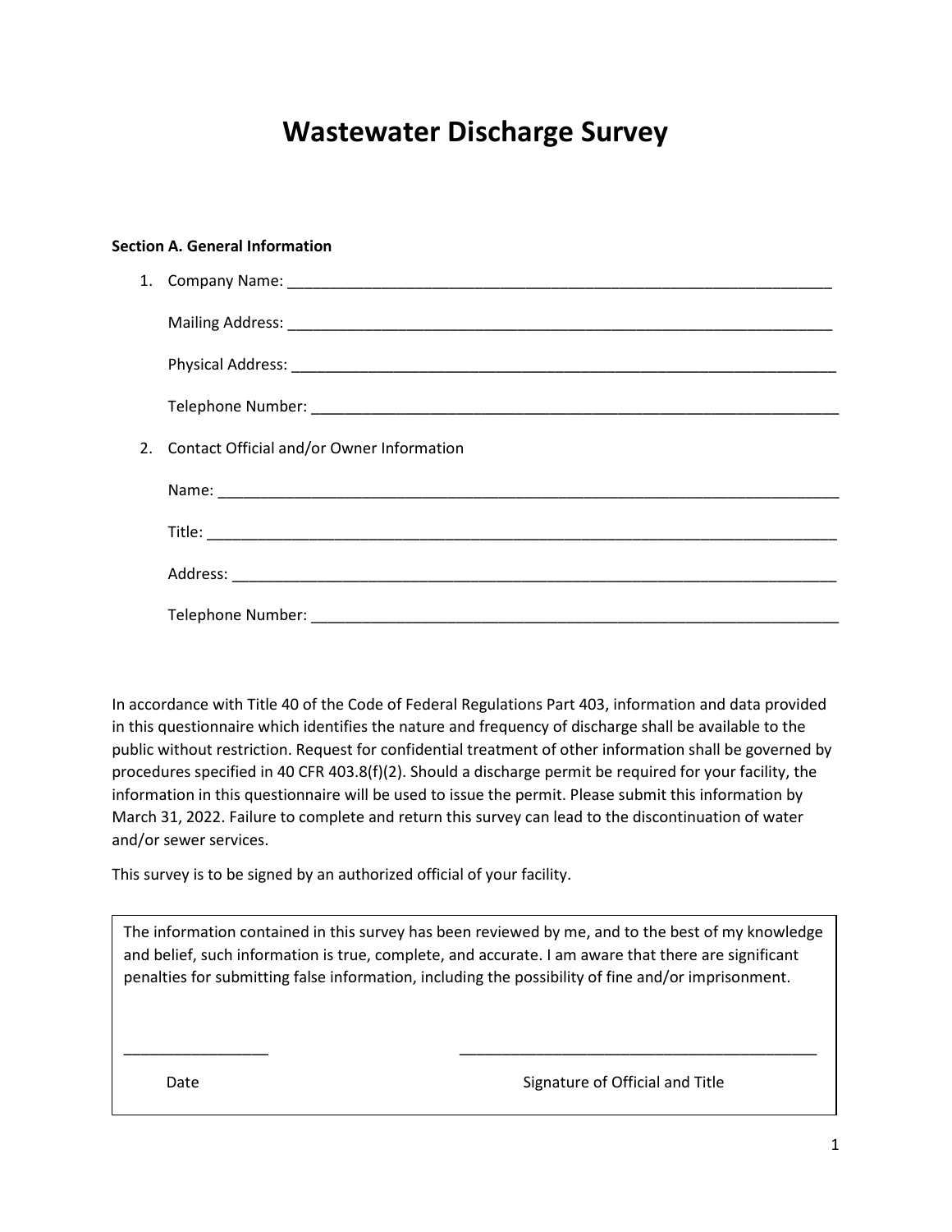# Wastewater Discharge Survey

**Section A. General Information**

1. Company Name: ____________________________________________________________________

   Mailing Address: ____________________________________________________________________

   Physical Address: ____________________________________________________________________

   Telephone Number: ____________________________________________________________________

2. Contact Official and/or Owner Information

   Name: ____________________________________________________________________

   Title: ____________________________________________________________________

   Address: ____________________________________________________________________

   Telephone Number: ____________________________________________________________________

In accordance with Title 40 of the Code of Federal Regulations Part 403, information and data provided in this questionnaire which identifies the nature and frequency of discharge shall be available to the public without restriction. Request for confidential treatment of other information shall be governed by procedures specified in 40 CFR 403.8(f)(2). Should a discharge permit be required for your facility, the information in this questionnaire will be used to issue the permit. Please submit this information by March 31, 2022. Failure to complete and return this survey can lead to the discontinuation of water and/or sewer services.

This survey is to be signed by an authorized official of your facility.

The information contained in this survey has been reviewed by me, and to the best of my knowledge and belief, such information is true, complete, and accurate. I am aware that there are significant penalties for submitting false information, including the possibility of fine and/or imprisonment.

_________________ ____________________________________________

Date Signature of Official and Title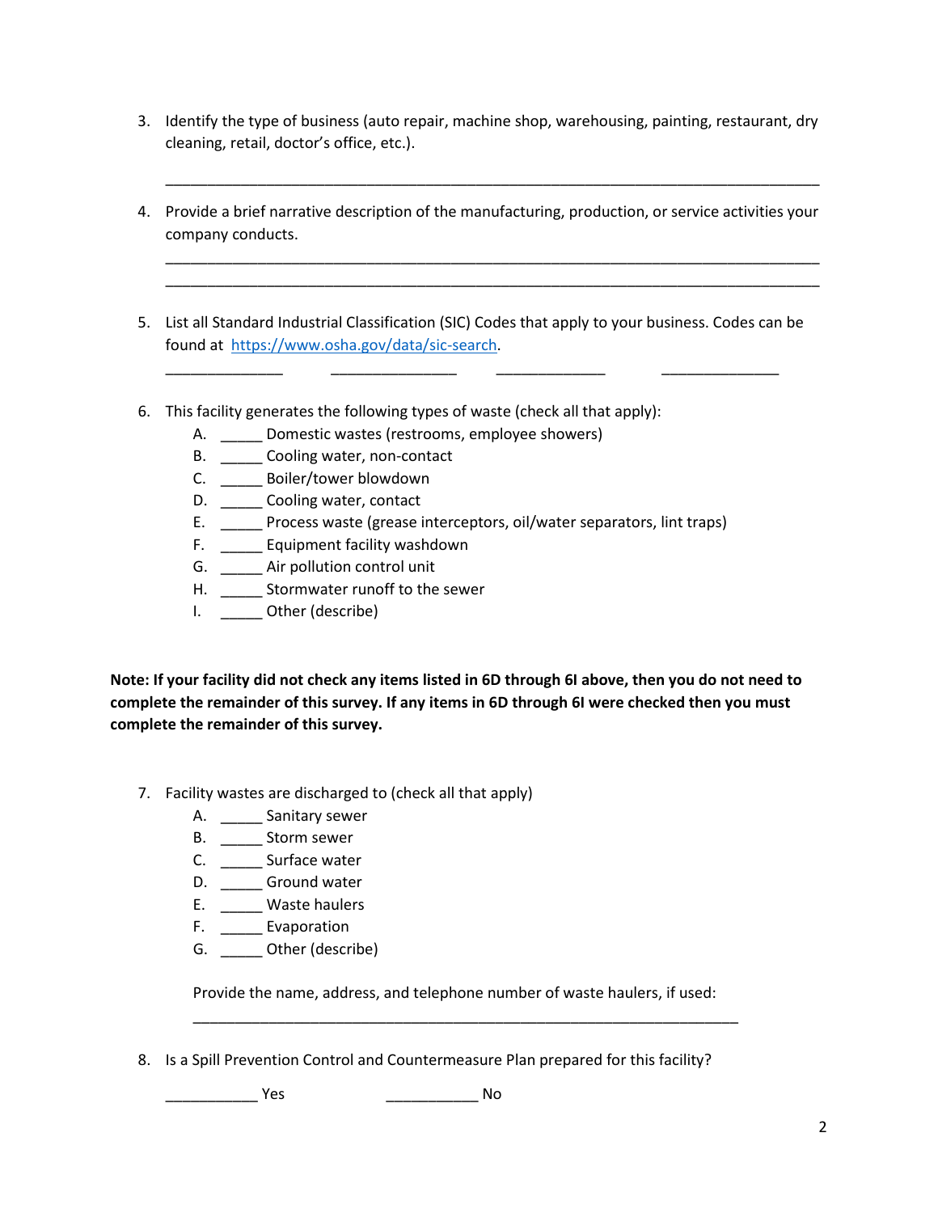3. Identify the type of business (auto repair, machine shop, warehousing, painting, restaurant, dry cleaning, retail, doctor's office, etc.).

   ______________________________________________________________________________

4. Provide a brief narrative description of the manufacturing, production, or service activities your company conducts.

   ______________________________________________________________________________
   ______________________________________________________________________________

5. List all Standard Industrial Classification (SIC) Codes that apply to your business. Codes can be found at https://www.osha.gov/data/sic-search.

   ______________ ______________ ______________ ______________

6. This facility generates the following types of waste (check all that apply):
   - A. _____ Domestic wastes (restrooms, employee showers)
   - B. _____ Cooling water, non-contact
   - C. _____ Boiler/tower blowdown
   - D. _____ Cooling water, contact
   - E. _____ Process waste (grease interceptors, oil/water separators, lint traps)
   - F. _____ Equipment facility washdown
   - G. _____ Air pollution control unit
   - H. _____ Stormwater runoff to the sewer
   - I. _____ Other (describe)

**Note: If your facility did not check any items listed in 6D through 6I above, then you do not need to complete the remainder of this survey. If any items in 6D through 6I were checked then you must complete the remainder of this survey.**

7. Facility wastes are discharged to (check all that apply)
   - A. _____ Sanitary sewer
   - B. _____ Storm sewer
   - C. _____ Surface water
   - D. _____ Ground water
   - E. _____ Waste haulers
   - F. _____ Evaporation
   - G. _____ Other (describe)

   Provide the name, address, and telephone number of waste haulers, if used:

   _________________________________________________________________

8. Is a Spill Prevention Control and Countermeasure Plan prepared for this facility?

   ___________ Yes ___________ No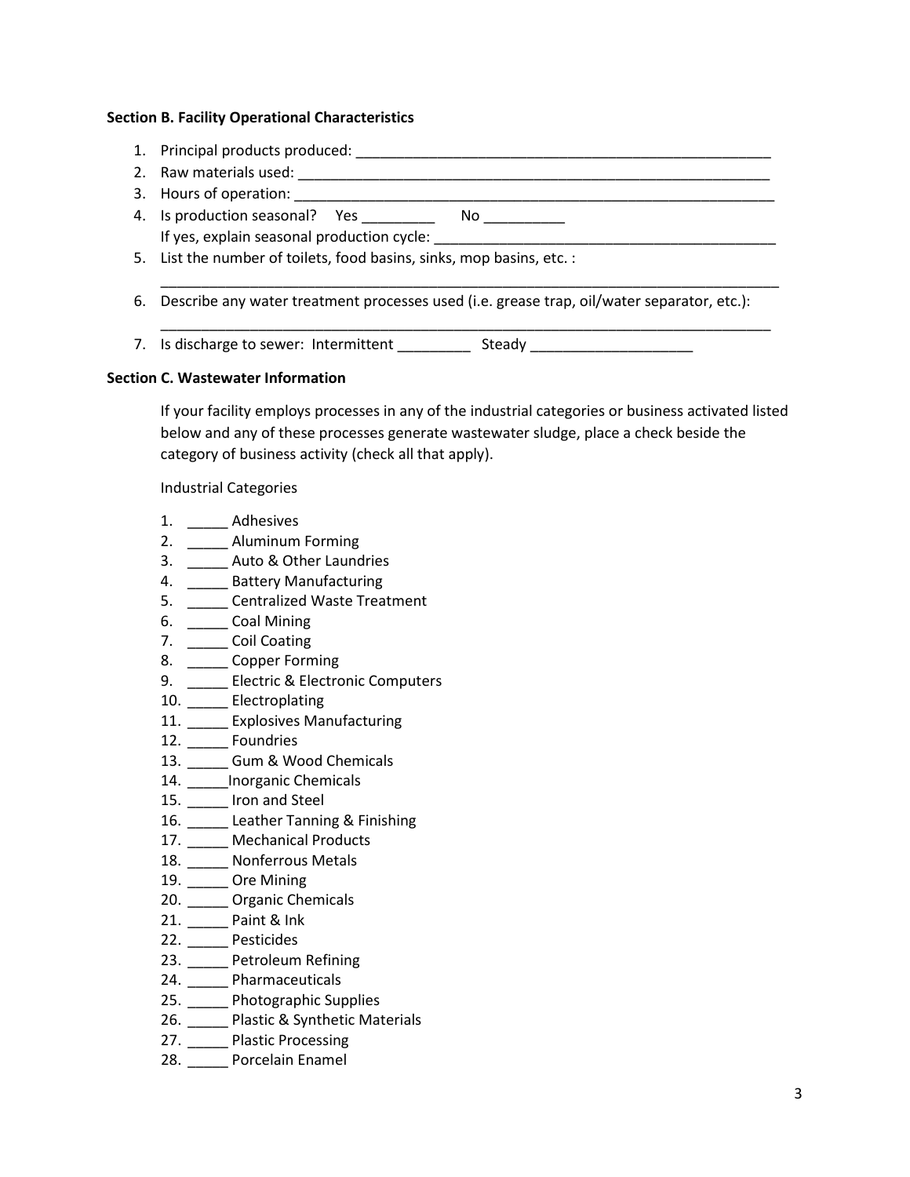**Section B. Facility Operational Characteristics**

1. Principal products produced: ______________________________________________________
2. Raw materials used: ____________________________________________________________
3. Hours of operation: _____________________________________________________________
4. Is production seasonal?   Yes _________   No __________
   If yes, explain seasonal production cycle: ____________________________________________
5. List the number of toilets, food basins, sinks, mop basins, etc. :
   ________________________________________________________________________________
6. Describe any water treatment processes used (i.e. grease trap, oil/water separator, etc.):
   ________________________________________________________________________________
7. Is discharge to sewer:  Intermittent _________   Steady ____________________

**Section C. Wastewater Information**

If your facility employs processes in any of the industrial categories or business activated listed below and any of these processes generate wastewater sludge, place a check beside the category of business activity (check all that apply).

Industrial Categories

1. _____ Adhesives
2. _____ Aluminum Forming
3. _____ Auto & Other Laundries
4. _____ Battery Manufacturing
5. _____ Centralized Waste Treatment
6. _____ Coal Mining
7. _____ Coil Coating
8. _____ Copper Forming
9. _____ Electric & Electronic Computers
10. _____ Electroplating
11. _____ Explosives Manufacturing
12. _____ Foundries
13. _____ Gum & Wood Chemicals
14. _____Inorganic Chemicals
15. _____ Iron and Steel
16. _____ Leather Tanning & Finishing
17. _____ Mechanical Products
18. _____ Nonferrous Metals
19. _____ Ore Mining
20. _____ Organic Chemicals
21. _____ Paint & Ink
22. _____ Pesticides
23. _____ Petroleum Refining
24. _____ Pharmaceuticals
25. _____ Photographic Supplies
26. _____ Plastic & Synthetic Materials
27. _____ Plastic Processing
28. _____ Porcelain Enamel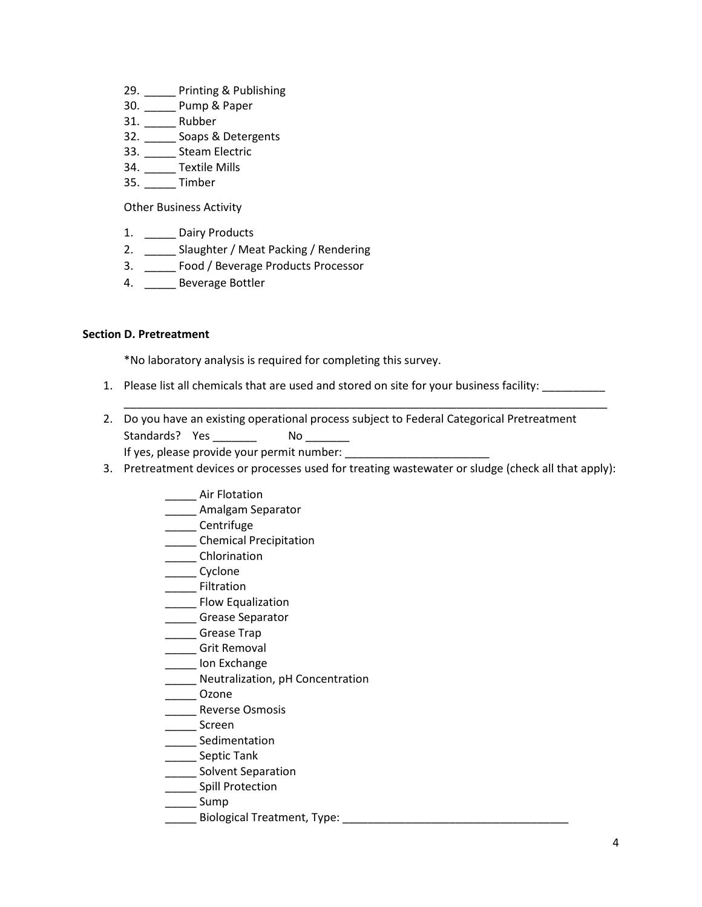29. _____ Printing & Publishing
30. _____ Pump & Paper
31. _____ Rubber
32. _____ Soaps & Detergents
33. _____ Steam Electric
34. _____ Textile Mills
35. _____ Timber

Other Business Activity

1. _____ Dairy Products
2. _____ Slaughter / Meat Packing / Rendering
3. _____ Food / Beverage Products Processor
4. _____ Beverage Bottler

**Section D. Pretreatment**

*No laboratory analysis is required for completing this survey.

1. Please list all chemicals that are used and stored on site for your business facility: __________ ________________________________________________________________________________
2. Do you have an existing operational process subject to Federal Categorical Pretreatment Standards? Yes _______ No _______
   If yes, please provide your permit number: _______________________
3. Pretreatment devices or processes used for treating wastewater or sludge (check all that apply):

   _____ Air Flotation
   _____ Amalgam Separator
   _____ Centrifuge
   _____ Chemical Precipitation
   _____ Chlorination
   _____ Cyclone
   _____ Filtration
   _____ Flow Equalization
   _____ Grease Separator
   _____ Grease Trap
   _____ Grit Removal
   _____ Ion Exchange
   _____ Neutralization, pH Concentration
   _____ Ozone
   _____ Reverse Osmosis
   _____ Screen
   _____ Sedimentation
   _____ Septic Tank
   _____ Solvent Separation
   _____ Spill Protection
   _____ Sump
   _____ Biological Treatment, Type: ____________________________________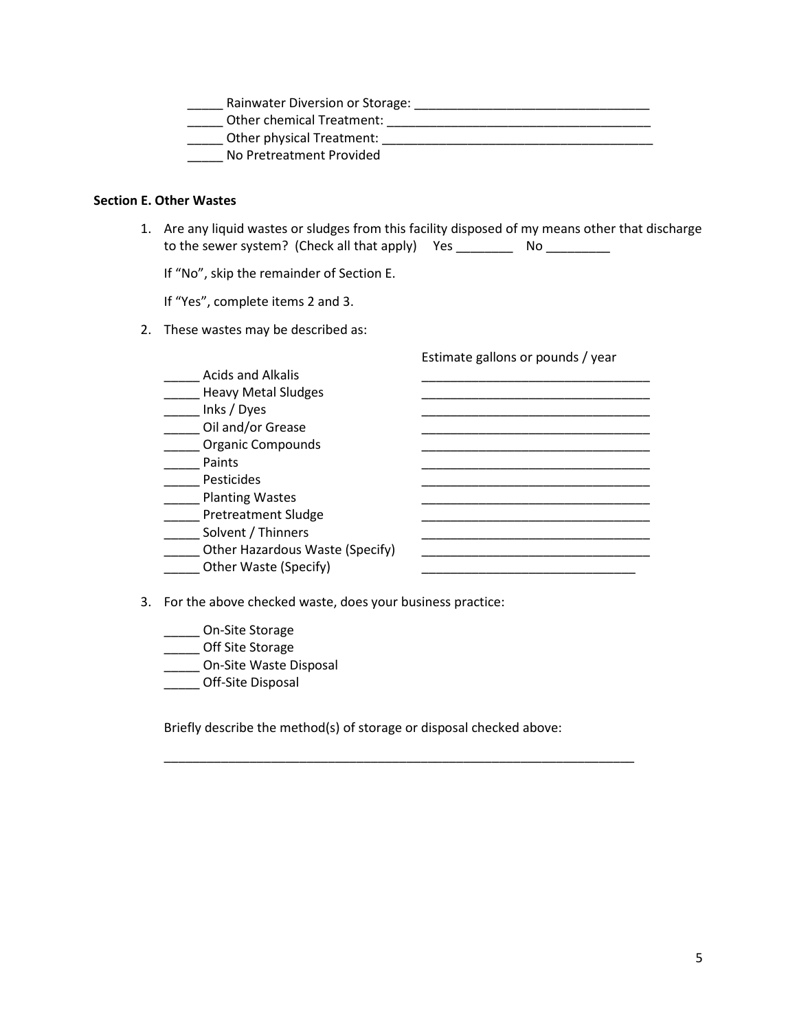_____ Rainwater Diversion or Storage: _________________________________
_____ Other chemical Treatment: _____________________________________
_____ Other physical Treatment: ______________________________________
_____ No Pretreatment Provided

**Section E. Other Wastes**

1. Are any liquid wastes or sludges from this facility disposed of my means other that discharge to the sewer system? (Check all that apply) Yes ________ No _________

   If "No", skip the remainder of Section E.

   If "Yes", complete items 2 and 3.

2. These wastes may be described as:

| | Estimate gallons or pounds / year |
|---|---|
| _____ Acids and Alkalis | _________________________________ |
| _____ Heavy Metal Sludges | _________________________________ |
| _____ Inks / Dyes | _________________________________ |
| _____ Oil and/or Grease | _________________________________ |
| _____ Organic Compounds | _________________________________ |
| _____ Paints | _________________________________ |
| _____ Pesticides | _________________________________ |
| _____ Planting Wastes | _________________________________ |
| _____ Pretreatment Sludge | _________________________________ |
| _____ Solvent / Thinners | _________________________________ |
| _____ Other Hazardous Waste (Specify) | _________________________________ |
| _____ Other Waste (Specify) | ______________________________ |

3. For the above checked waste, does your business practice:

   _____ On-Site Storage
   _____ Off Site Storage
   _____ On-Site Waste Disposal
   _____ Off-Site Disposal

   Briefly describe the method(s) of storage or disposal checked above:

   ______________________________________________________________________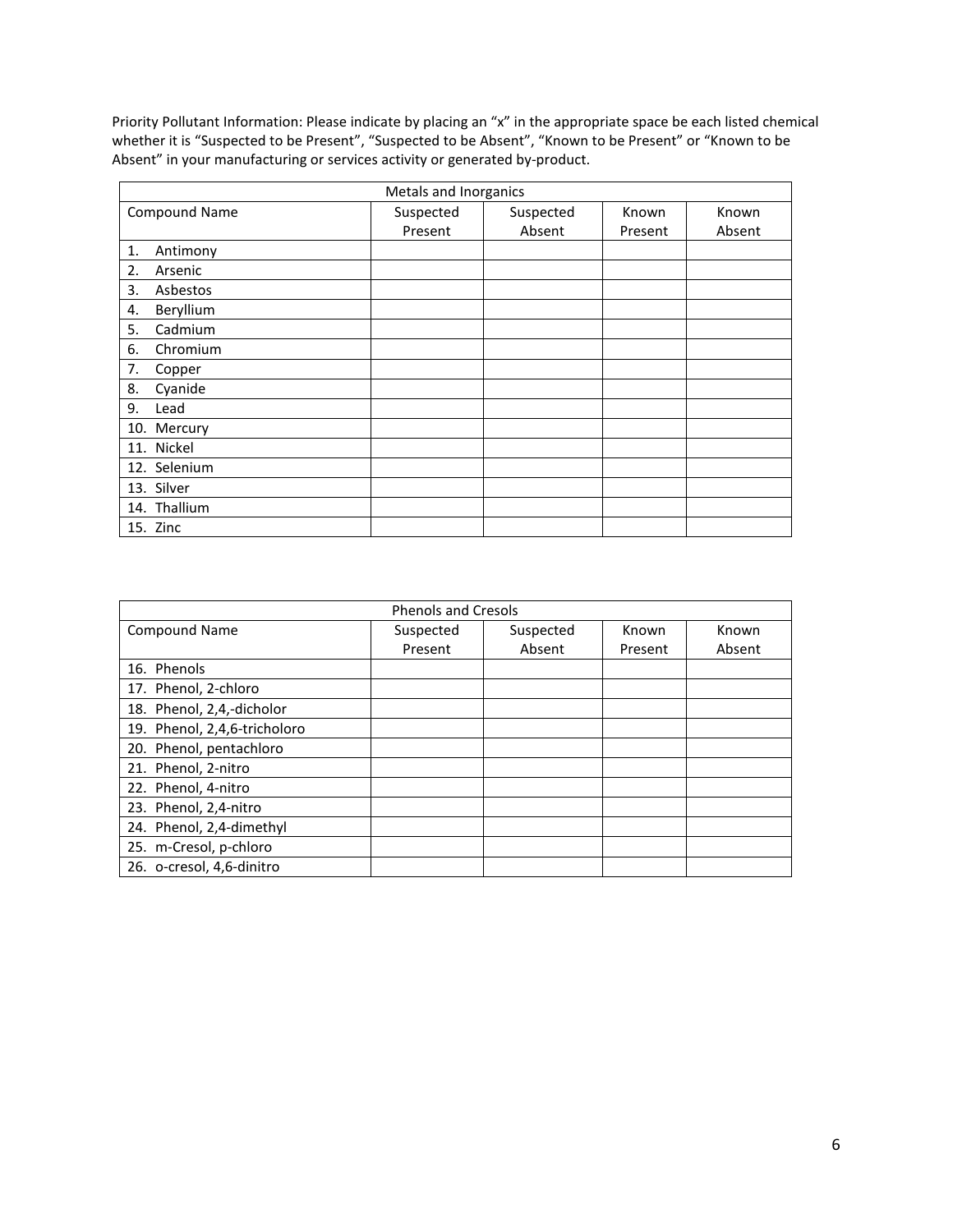Priority Pollutant Information: Please indicate by placing an “x” in the appropriate space be each listed chemical whether it is “Suspected to be Present”, “Suspected to be Absent”, “Known to be Present” or “Known to be Absent” in your manufacturing or services activity or generated by-product.

| Metals and Inorganics | | | | |
|---|---|---|---|---|
| Compound Name | Suspected Present | Suspected Absent | Known Present | Known Absent |
| 1. Antimony | | | | |
| 2. Arsenic | | | | |
| 3. Asbestos | | | | |
| 4. Beryllium | | | | |
| 5. Cadmium | | | | |
| 6. Chromium | | | | |
| 7. Copper | | | | |
| 8. Cyanide | | | | |
| 9. Lead | | | | |
| 10. Mercury | | | | |
| 11. Nickel | | | | |
| 12. Selenium | | | | |
| 13. Silver | | | | |
| 14. Thallium | | | | |
| 15. Zinc | | | | |

| Phenols and Cresols | | | | |
|---|---|---|---|---|
| Compound Name | Suspected Present | Suspected Absent | Known Present | Known Absent |
| 16. Phenols | | | | |
| 17. Phenol, 2-chloro | | | | |
| 18. Phenol, 2,4,-dicholor | | | | |
| 19. Phenol, 2,4,6-tricholoro | | | | |
| 20. Phenol, pentachloro | | | | |
| 21. Phenol, 2-nitro | | | | |
| 22. Phenol, 4-nitro | | | | |
| 23. Phenol, 2,4-nitro | | | | |
| 24. Phenol, 2,4-dimethyl | | | | |
| 25. m-Cresol, p-chloro | | | | |
| 26. o-cresol, 4,6-dinitro | | | | |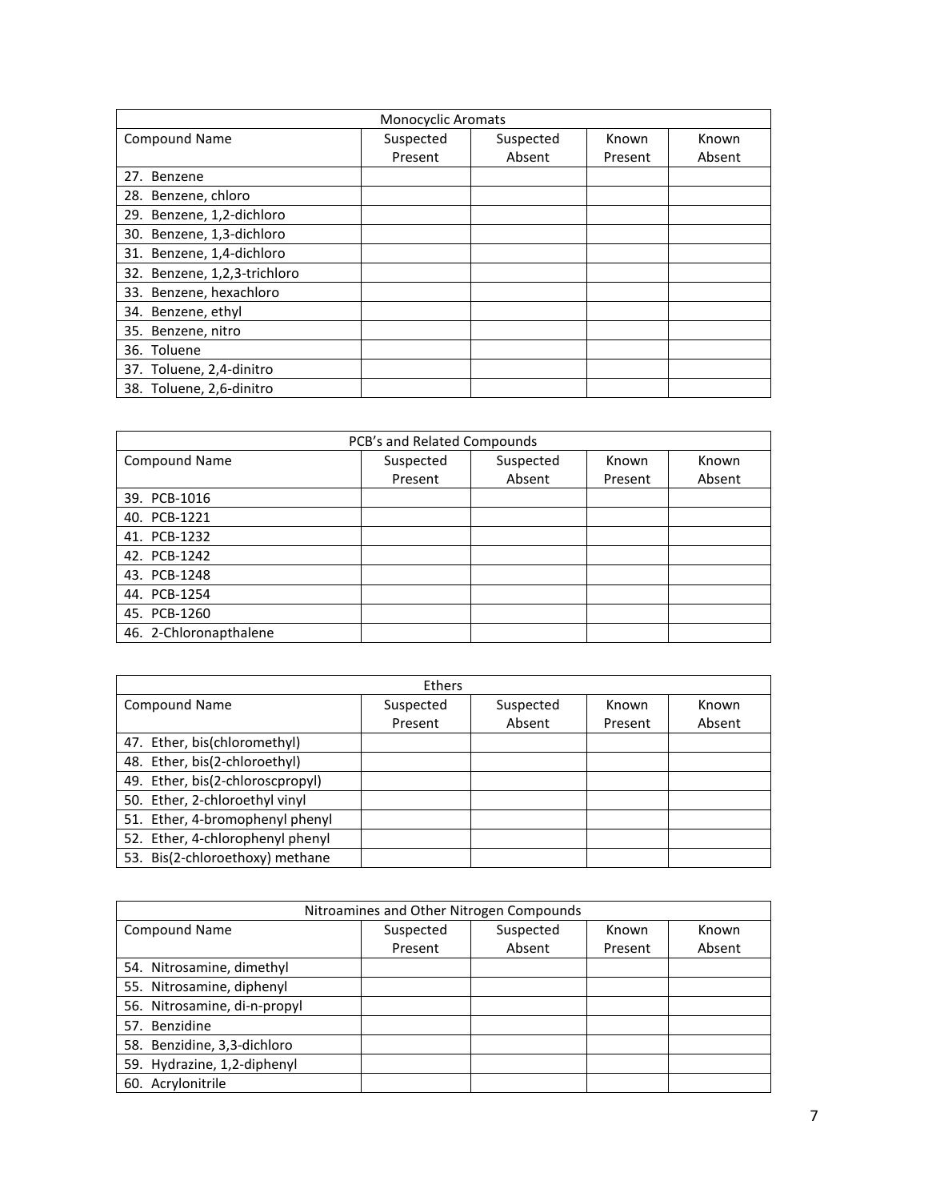| Monocyclic Aromats | | | | |
|---|---|---|---|---|
| Compound Name | Suspected Present | Suspected Absent | Known Present | Known Absent |
| 27. Benzene | | | | |
| 28. Benzene, chloro | | | | |
| 29. Benzene, 1,2-dichloro | | | | |
| 30. Benzene, 1,3-dichloro | | | | |
| 31. Benzene, 1,4-dichloro | | | | |
| 32. Benzene, 1,2,3-trichloro | | | | |
| 33. Benzene, hexachloro | | | | |
| 34. Benzene, ethyl | | | | |
| 35. Benzene, nitro | | | | |
| 36. Toluene | | | | |
| 37. Toluene, 2,4-dinitro | | | | |
| 38. Toluene, 2,6-dinitro | | | | |

| PCB's and Related Compounds | | | | |
|---|---|---|---|---|
| Compound Name | Suspected Present | Suspected Absent | Known Present | Known Absent |
| 39. PCB-1016 | | | | |
| 40. PCB-1221 | | | | |
| 41. PCB-1232 | | | | |
| 42. PCB-1242 | | | | |
| 43. PCB-1248 | | | | |
| 44. PCB-1254 | | | | |
| 45. PCB-1260 | | | | |
| 46. 2-Chloronapthalene | | | | |

| Ethers | | | | |
|---|---|---|---|---|
| Compound Name | Suspected Present | Suspected Absent | Known Present | Known Absent |
| 47. Ether, bis(chloromethyl) | | | | |
| 48. Ether, bis(2-chloroethyl) | | | | |
| 49. Ether, bis(2-chloroscpropyl) | | | | |
| 50. Ether, 2-chloroethyl vinyl | | | | |
| 51. Ether, 4-bromophenyl phenyl | | | | |
| 52. Ether, 4-chlorophenyl phenyl | | | | |
| 53. Bis(2-chloroethoxy) methane | | | | |

| Nitroamines and Other Nitrogen Compounds | | | | |
|---|---|---|---|---|
| Compound Name | Suspected Present | Suspected Absent | Known Present | Known Absent |
| 54. Nitrosamine, dimethyl | | | | |
| 55. Nitrosamine, diphenyl | | | | |
| 56. Nitrosamine, di-n-propyl | | | | |
| 57. Benzidine | | | | |
| 58. Benzidine, 3,3-dichloro | | | | |
| 59. Hydrazine, 1,2-diphenyl | | | | |
| 60. Acrylonitrile | | | | |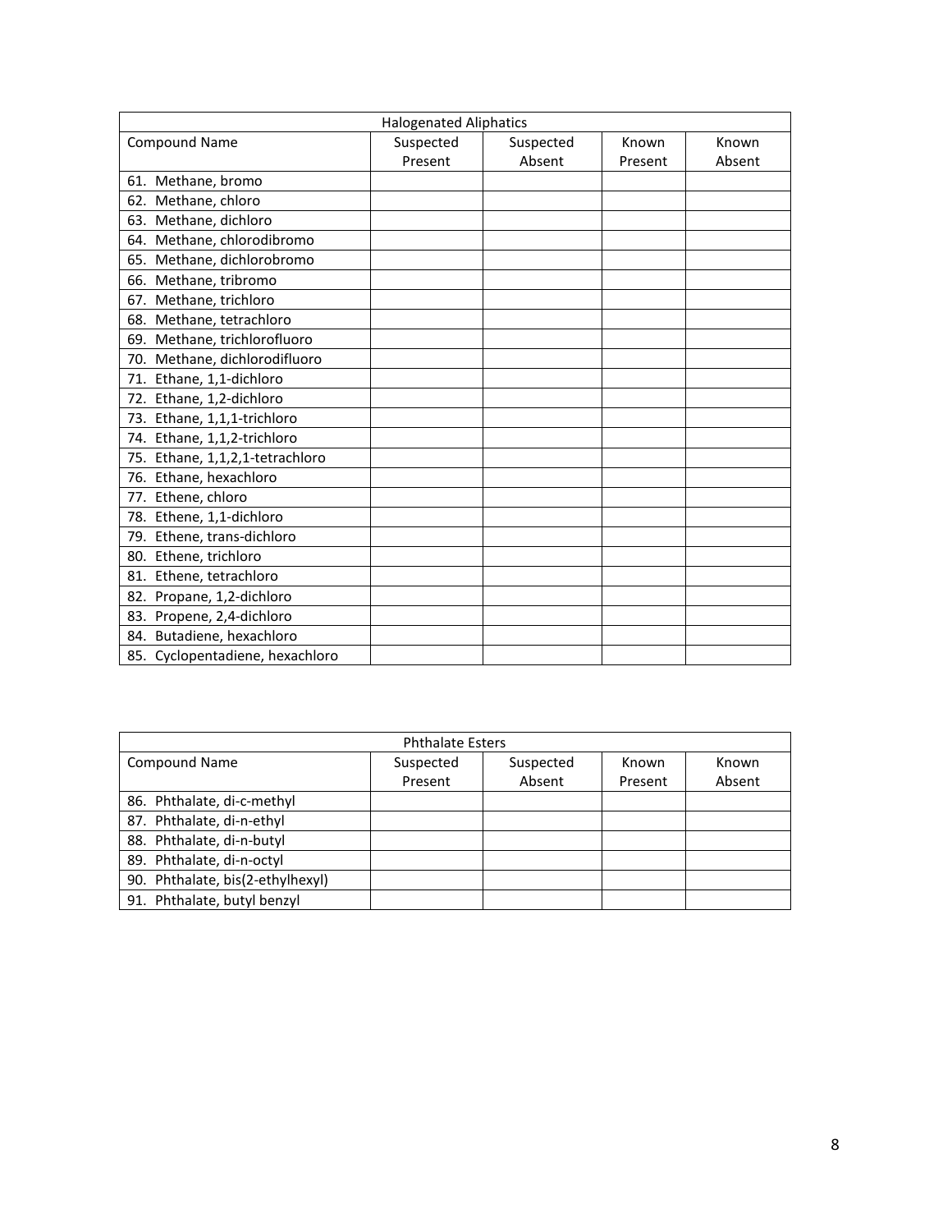| Halogenated Aliphatics | | | | |
|---|---|---|---|---|
| Compound Name | Suspected Present | Suspected Absent | Known Present | Known Absent |
| 61. Methane, bromo | | | | |
| 62. Methane, chloro | | | | |
| 63. Methane, dichloro | | | | |
| 64. Methane, chlorodibromo | | | | |
| 65. Methane, dichlorobromo | | | | |
| 66. Methane, tribromo | | | | |
| 67. Methane, trichloro | | | | |
| 68. Methane, tetrachloro | | | | |
| 69. Methane, trichlorofluoro | | | | |
| 70. Methane, dichlorodifluoro | | | | |
| 71. Ethane, 1,1-dichloro | | | | |
| 72. Ethane, 1,2-dichloro | | | | |
| 73. Ethane, 1,1,1-trichloro | | | | |
| 74. Ethane, 1,1,2-trichloro | | | | |
| 75. Ethane, 1,1,2,1-tetrachloro | | | | |
| 76. Ethane, hexachloro | | | | |
| 77. Ethene, chloro | | | | |
| 78. Ethene, 1,1-dichloro | | | | |
| 79. Ethene, trans-dichloro | | | | |
| 80. Ethene, trichloro | | | | |
| 81. Ethene, tetrachloro | | | | |
| 82. Propane, 1,2-dichloro | | | | |
| 83. Propene, 2,4-dichloro | | | | |
| 84. Butadiene, hexachloro | | | | |
| 85. Cyclopentadiene, hexachloro | | | | |

| Phthalate Esters | | | | |
|---|---|---|---|---|
| Compound Name | Suspected Present | Suspected Absent | Known Present | Known Absent |
| 86. Phthalate, di-c-methyl | | | | |
| 87. Phthalate, di-n-ethyl | | | | |
| 88. Phthalate, di-n-butyl | | | | |
| 89. Phthalate, di-n-octyl | | | | |
| 90. Phthalate, bis(2-ethylhexyl) | | | | |
| 91. Phthalate, butyl benzyl | | | | |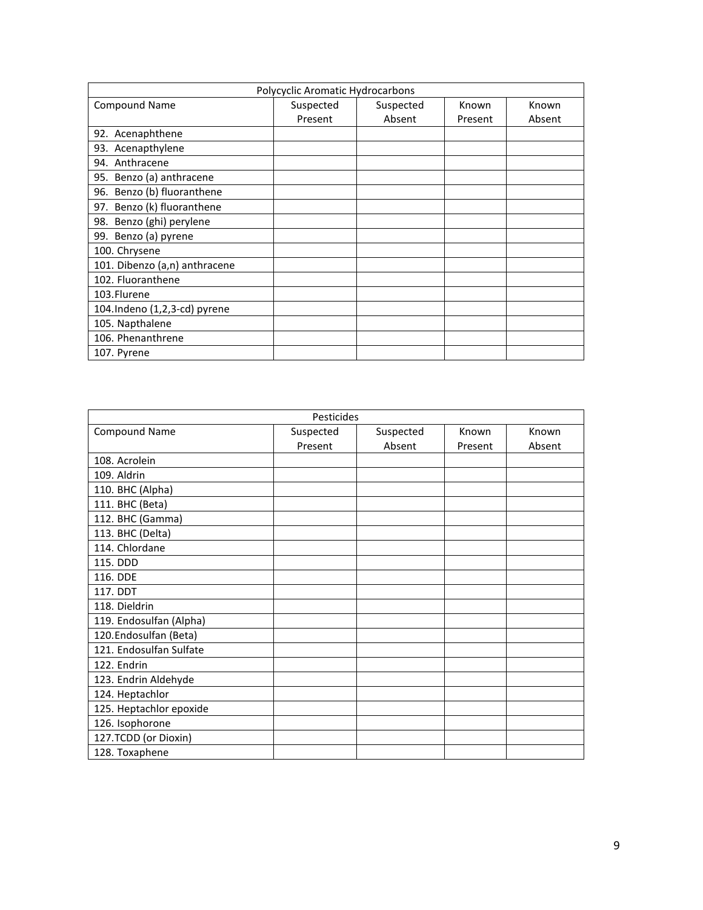| Polycyclic Aromatic Hydrocarbons | | | | |
|---|---|---|---|---|
| Compound Name | Suspected Present | Suspected Absent | Known Present | Known Absent |
| 92. Acenaphthene | | | | |
| 93. Acenapthylene | | | | |
| 94. Anthracene | | | | |
| 95. Benzo (a) anthracene | | | | |
| 96. Benzo (b) fluoranthene | | | | |
| 97. Benzo (k) fluoranthene | | | | |
| 98. Benzo (ghi) perylene | | | | |
| 99. Benzo (a) pyrene | | | | |
| 100. Chrysene | | | | |
| 101. Dibenzo (a,n) anthracene | | | | |
| 102. Fluoranthene | | | | |
| 103.Flurene | | | | |
| 104.Indeno (1,2,3-cd) pyrene | | | | |
| 105. Napthalene | | | | |
| 106. Phenanthrene | | | | |
| 107. Pyrene | | | | |

| Pesticides | | | | |
|---|---|---|---|---|
| Compound Name | Suspected Present | Suspected Absent | Known Present | Known Absent |
| 108. Acrolein | | | | |
| 109. Aldrin | | | | |
| 110. BHC (Alpha) | | | | |
| 111. BHC (Beta) | | | | |
| 112. BHC (Gamma) | | | | |
| 113. BHC (Delta) | | | | |
| 114. Chlordane | | | | |
| 115. DDD | | | | |
| 116. DDE | | | | |
| 117. DDT | | | | |
| 118. Dieldrin | | | | |
| 119. Endosulfan (Alpha) | | | | |
| 120.Endosulfan (Beta) | | | | |
| 121. Endosulfan Sulfate | | | | |
| 122. Endrin | | | | |
| 123. Endrin Aldehyde | | | | |
| 124. Heptachlor | | | | |
| 125. Heptachlor epoxide | | | | |
| 126. Isophorone | | | | |
| 127.TCDD (or Dioxin) | | | | |
| 128. Toxaphene | | | | |